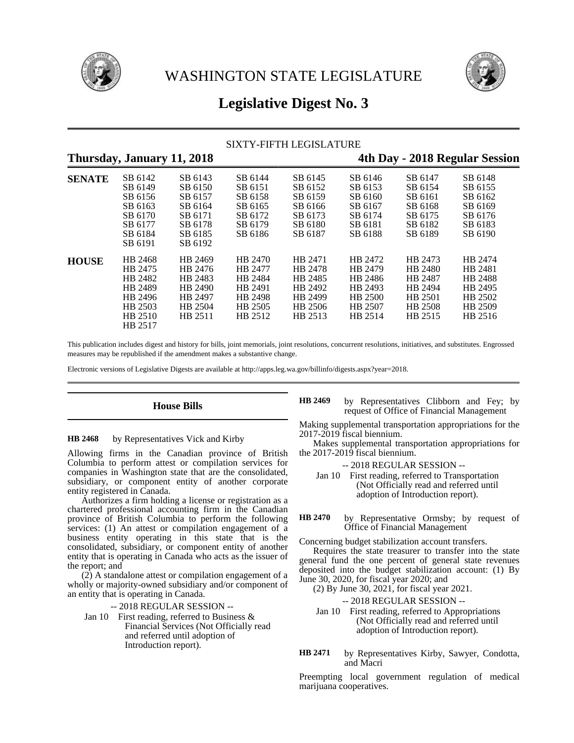# WASHINGTON STATE LEGISLATURE

## Legislative Digest No. 3

SIXTY-FIFTH LEGISLATURE

**Thursday, January 11, 2018** **4th Day - 2018 Regular Session**

| | | | | | | | |
|---|---|---|---|---|---|---|---|
| **SENATE** | SB 6142 | SB 6143 | SB 6144 | SB 6145 | SB 6146 | SB 6147 | SB 6148 |
| | SB 6149 | SB 6150 | SB 6151 | SB 6152 | SB 6153 | SB 6154 | SB 6155 |
| | SB 6156 | SB 6157 | SB 6158 | SB 6159 | SB 6160 | SB 6161 | SB 6162 |
| | SB 6163 | SB 6164 | SB 6165 | SB 6166 | SB 6167 | SB 6168 | SB 6169 |
| | SB 6170 | SB 6171 | SB 6172 | SB 6173 | SB 6174 | SB 6175 | SB 6176 |
| | SB 6177 | SB 6178 | SB 6179 | SB 6180 | SB 6181 | SB 6182 | SB 6183 |
| | SB 6184 | SB 6185 | SB 6186 | SB 6187 | SB 6188 | SB 6189 | SB 6190 |
| | SB 6191 | SB 6192 | | | | | |
| **HOUSE** | HB 2468 | HB 2469 | HB 2470 | HB 2471 | HB 2472 | HB 2473 | HB 2474 |
| | HB 2475 | HB 2476 | HB 2477 | HB 2478 | HB 2479 | HB 2480 | HB 2481 |
| | HB 2482 | HB 2483 | HB 2484 | HB 2485 | HB 2486 | HB 2487 | HB 2488 |
| | HB 2489 | HB 2490 | HB 2491 | HB 2492 | HB 2493 | HB 2494 | HB 2495 |
| | HB 2496 | HB 2497 | HB 2498 | HB 2499 | HB 2500 | HB 2501 | HB 2502 |
| | HB 2503 | HB 2504 | HB 2505 | HB 2506 | HB 2507 | HB 2508 | HB 2509 |
| | HB 2510 | HB 2511 | HB 2512 | HB 2513 | HB 2514 | HB 2515 | HB 2516 |
| | HB 2517 | | | | | | |

This publication includes digest and history for bills, joint memorials, joint resolutions, concurrent resolutions, initiatives, and substitutes. Engrossed measures may be republished if the amendment makes a substantive change.

Electronic versions of Legislative Digests are available at http://apps.leg.wa.gov/billinfo/digests.aspx?year=2018.

### House Bills

**HB 2468** by Representatives Vick and Kirby

Allowing firms in the Canadian province of British Columbia to perform attest or compilation services for companies in Washington state that are the consolidated, subsidiary, or component entity of another corporate entity registered in Canada.

Authorizes a firm holding a license or registration as a chartered professional accounting firm in the Canadian province of British Columbia to perform the following services: (1) An attest or compilation engagement of a business entity operating in this state that is the consolidated, subsidiary, or component entity of another entity that is operating in Canada who acts as the issuer of the report; and

(2) A standalone attest or compilation engagement of a wholly or majority-owned subsidiary and/or component of an entity that is operating in Canada.

-- 2018 REGULAR SESSION --

Jan 10 First reading, referred to Business & Financial Services (Not Officially read and referred until adoption of Introduction report).

**HB 2469** by Representatives Clibborn and Fey; by request of Office of Financial Management

Making supplemental transportation appropriations for the 2017-2019 fiscal biennium.

Makes supplemental transportation appropriations for the 2017-2019 fiscal biennium.

-- 2018 REGULAR SESSION --

Jan 10 First reading, referred to Transportation (Not Officially read and referred until adoption of Introduction report).

**HB 2470** by Representative Ormsby; by request of Office of Financial Management

Concerning budget stabilization account transfers.

Requires the state treasurer to transfer into the state general fund the one percent of general state revenues deposited into the budget stabilization account: (1) By June 30, 2020, for fiscal year 2020; and

(2) By June 30, 2021, for fiscal year 2021.

-- 2018 REGULAR SESSION --

Jan 10 First reading, referred to Appropriations (Not Officially read and referred until adoption of Introduction report).

**HB 2471** by Representatives Kirby, Sawyer, Condotta, and Macri

Preempting local government regulation of medical marijuana cooperatives.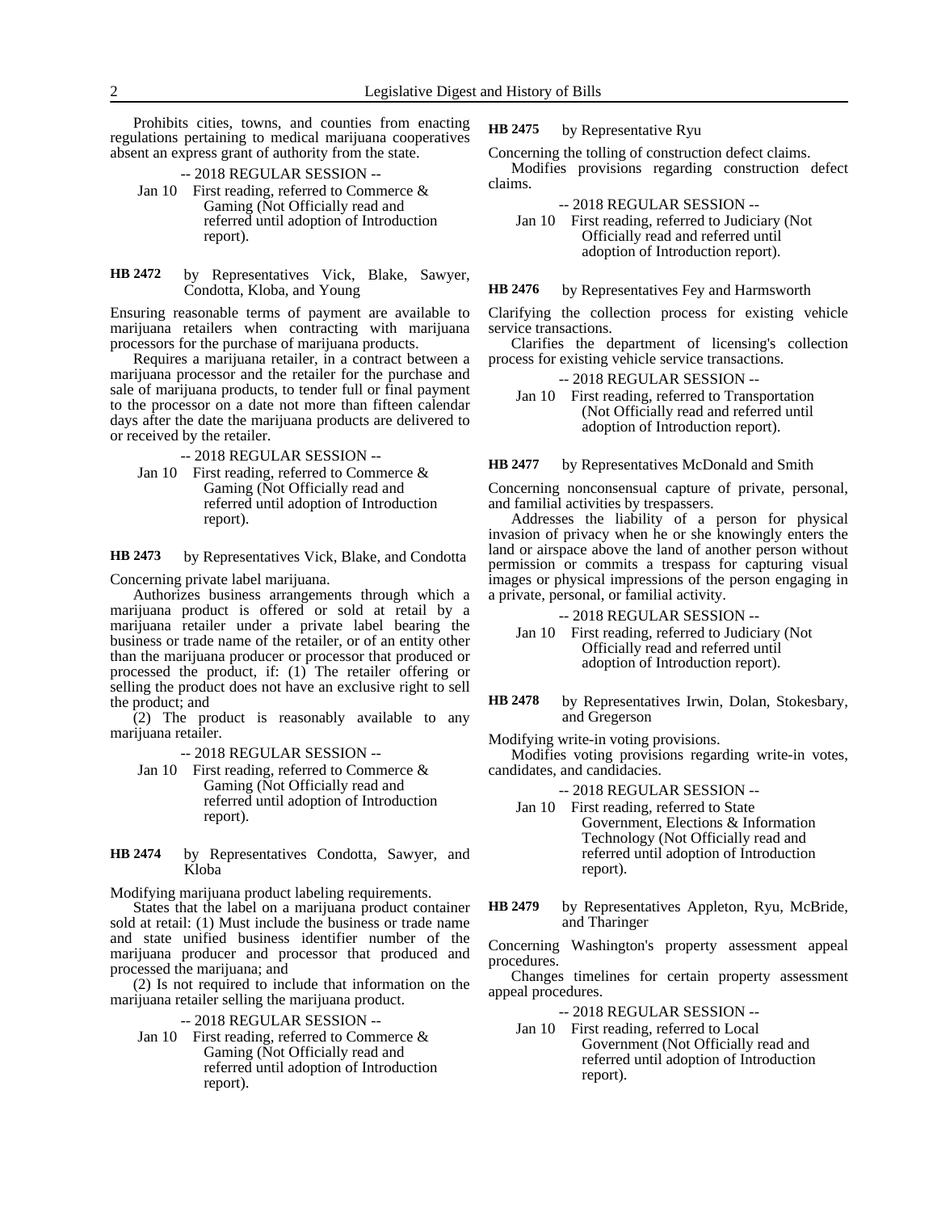Prohibits cities, towns, and counties from enacting regulations pertaining to medical marijuana cooperatives absent an express grant of authority from the state.

-- 2018 REGULAR SESSION --

Jan 10 First reading, referred to Commerce & Gaming (Not Officially read and referred until adoption of Introduction report).

**HB 2472** by Representatives Vick, Blake, Sawyer, Condotta, Kloba, and Young

Ensuring reasonable terms of payment are available to marijuana retailers when contracting with marijuana processors for the purchase of marijuana products.

Requires a marijuana retailer, in a contract between a marijuana processor and the retailer for the purchase and sale of marijuana products, to tender full or final payment to the processor on a date not more than fifteen calendar days after the date the marijuana products are delivered to or received by the retailer.

-- 2018 REGULAR SESSION --

Jan 10 First reading, referred to Commerce & Gaming (Not Officially read and referred until adoption of Introduction report).

**HB 2473** by Representatives Vick, Blake, and Condotta

Concerning private label marijuana.

Authorizes business arrangements through which a marijuana product is offered or sold at retail by a marijuana retailer under a private label bearing the business or trade name of the retailer, or of an entity other than the marijuana producer or processor that produced or processed the product, if: (1) The retailer offering or selling the product does not have an exclusive right to sell the product; and

(2) The product is reasonably available to any marijuana retailer.

-- 2018 REGULAR SESSION --

Jan 10 First reading, referred to Commerce & Gaming (Not Officially read and referred until adoption of Introduction report).

**HB 2474** by Representatives Condotta, Sawyer, and Kloba

Modifying marijuana product labeling requirements.

States that the label on a marijuana product container sold at retail: (1) Must include the business or trade name and state unified business identifier number of the marijuana producer and processor that produced and processed the marijuana; and

(2) Is not required to include that information on the marijuana retailer selling the marijuana product.

-- 2018 REGULAR SESSION --

Jan 10 First reading, referred to Commerce & Gaming (Not Officially read and referred until adoption of Introduction report).

**HB 2475** by Representative Ryu

Concerning the tolling of construction defect claims.

Modifies provisions regarding construction defect claims.

-- 2018 REGULAR SESSION --

Jan 10 First reading, referred to Judiciary (Not Officially read and referred until adoption of Introduction report).

**HB 2476** by Representatives Fey and Harmsworth

Clarifying the collection process for existing vehicle service transactions.

Clarifies the department of licensing's collection process for existing vehicle service transactions.

-- 2018 REGULAR SESSION --

Jan 10 First reading, referred to Transportation (Not Officially read and referred until adoption of Introduction report).

**HB 2477** by Representatives McDonald and Smith

Concerning nonconsensual capture of private, personal, and familial activities by trespassers.

Addresses the liability of a person for physical invasion of privacy when he or she knowingly enters the land or airspace above the land of another person without permission or commits a trespass for capturing visual images or physical impressions of the person engaging in a private, personal, or familial activity.

-- 2018 REGULAR SESSION --

Jan 10 First reading, referred to Judiciary (Not Officially read and referred until adoption of Introduction report).

**HB 2478** by Representatives Irwin, Dolan, Stokesbary, and Gregerson

Modifying write-in voting provisions.

Modifies voting provisions regarding write-in votes, candidates, and candidacies.

-- 2018 REGULAR SESSION --

Jan 10 First reading, referred to State Government, Elections & Information Technology (Not Officially read and referred until adoption of Introduction report).

**HB 2479** by Representatives Appleton, Ryu, McBride, and Tharinger

Concerning Washington's property assessment appeal procedures.

Changes timelines for certain property assessment appeal procedures.

-- 2018 REGULAR SESSION --

Jan 10 First reading, referred to Local Government (Not Officially read and referred until adoption of Introduction report).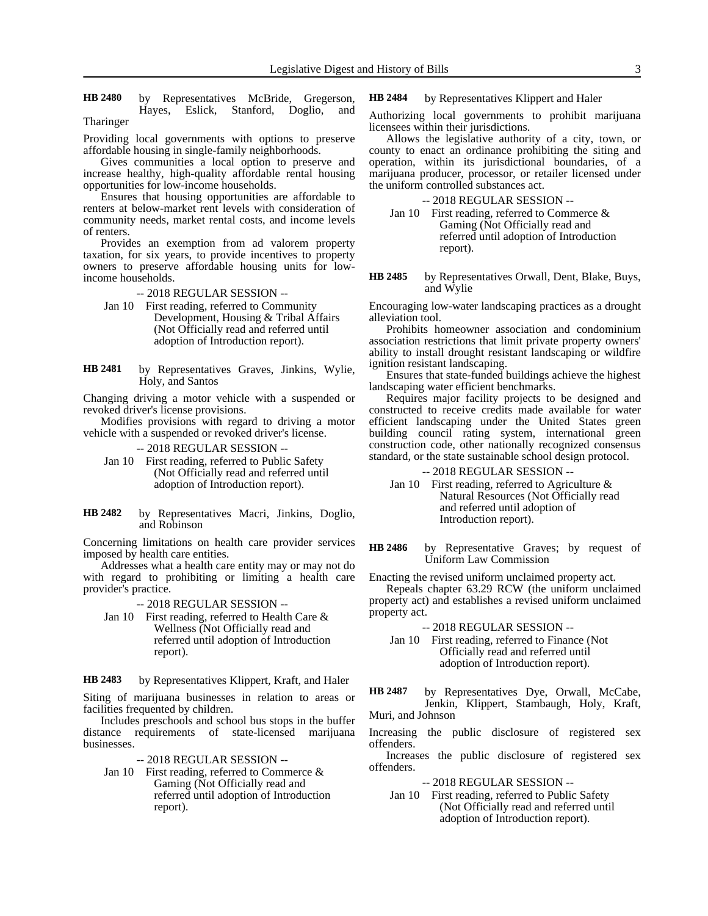**HB 2480** by Representatives McBride, Gregerson, Hayes, Eslick, Stanford, Doglio, and Tharinger

Providing local governments with options to preserve affordable housing in single-family neighborhoods.

Gives communities a local option to preserve and increase healthy, high-quality affordable rental housing opportunities for low-income households.

Ensures that housing opportunities are affordable to renters at below-market rent levels with consideration of community needs, market rental costs, and income levels of renters.

Provides an exemption from ad valorem property taxation, for six years, to provide incentives to property owners to preserve affordable housing units for low-income households.

-- 2018 REGULAR SESSION --

Jan 10 First reading, referred to Community Development, Housing & Tribal Affairs (Not Officially read and referred until adoption of Introduction report).

**HB 2481** by Representatives Graves, Jinkins, Wylie, Holy, and Santos

Changing driving a motor vehicle with a suspended or revoked driver's license provisions.

Modifies provisions with regard to driving a motor vehicle with a suspended or revoked driver's license.

-- 2018 REGULAR SESSION --

Jan 10 First reading, referred to Public Safety (Not Officially read and referred until adoption of Introduction report).

**HB 2482** by Representatives Macri, Jinkins, Doglio, and Robinson

Concerning limitations on health care provider services imposed by health care entities.

Addresses what a health care entity may or may not do with regard to prohibiting or limiting a health care provider's practice.

-- 2018 REGULAR SESSION --

Jan 10 First reading, referred to Health Care & Wellness (Not Officially read and referred until adoption of Introduction report).

**HB 2483** by Representatives Klippert, Kraft, and Haler

Siting of marijuana businesses in relation to areas or facilities frequented by children.

Includes preschools and school bus stops in the buffer distance requirements of state-licensed marijuana businesses.

-- 2018 REGULAR SESSION --

Jan 10 First reading, referred to Commerce & Gaming (Not Officially read and referred until adoption of Introduction report).

**HB 2484** by Representatives Klippert and Haler

Authorizing local governments to prohibit marijuana licensees within their jurisdictions.

Allows the legislative authority of a city, town, or county to enact an ordinance prohibiting the siting and operation, within its jurisdictional boundaries, of a marijuana producer, processor, or retailer licensed under the uniform controlled substances act.

-- 2018 REGULAR SESSION --

Jan 10 First reading, referred to Commerce & Gaming (Not Officially read and referred until adoption of Introduction report).

**HB 2485** by Representatives Orwall, Dent, Blake, Buys, and Wylie

Encouraging low-water landscaping practices as a drought alleviation tool.

Prohibits homeowner association and condominium association restrictions that limit private property owners' ability to install drought resistant landscaping or wildfire ignition resistant landscaping.

Ensures that state-funded buildings achieve the highest landscaping water efficient benchmarks.

Requires major facility projects to be designed and constructed to receive credits made available for water efficient landscaping under the United States green building council rating system, international green construction code, other nationally recognized consensus standard, or the state sustainable school design protocol.

-- 2018 REGULAR SESSION --

Jan 10 First reading, referred to Agriculture & Natural Resources (Not Officially read and referred until adoption of Introduction report).

**HB 2486** by Representative Graves; by request of Uniform Law Commission

Enacting the revised uniform unclaimed property act.

Repeals chapter 63.29 RCW (the uniform unclaimed property act) and establishes a revised uniform unclaimed property act.

-- 2018 REGULAR SESSION --

Jan 10 First reading, referred to Finance (Not Officially read and referred until adoption of Introduction report).

**HB 2487** by Representatives Dye, Orwall, McCabe, Jenkin, Klippert, Stambaugh, Holy, Kraft, Muri, and Johnson

Increasing the public disclosure of registered sex offenders.

Increases the public disclosure of registered sex offenders.

-- 2018 REGULAR SESSION --

Jan 10 First reading, referred to Public Safety (Not Officially read and referred until adoption of Introduction report).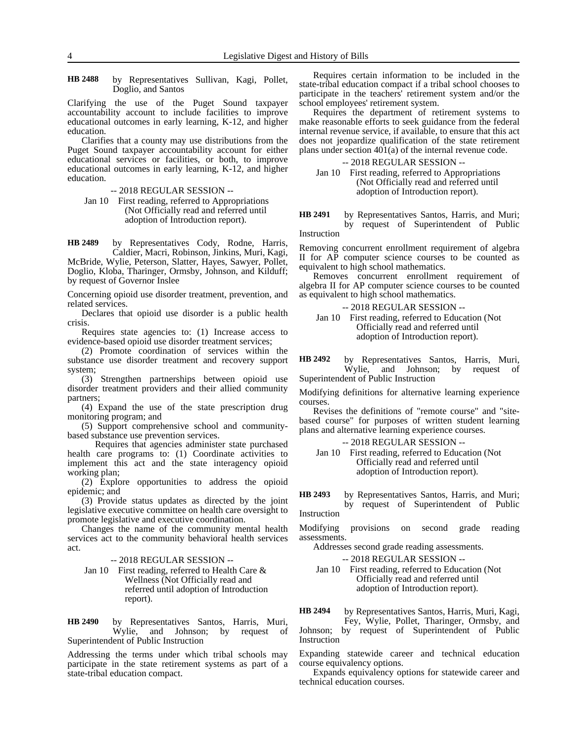**HB 2488** by Representatives Sullivan, Kagi, Pollet, Doglio, and Santos

Clarifying the use of the Puget Sound taxpayer accountability account to include facilities to improve educational outcomes in early learning, K-12, and higher education.

Clarifies that a county may use distributions from the Puget Sound taxpayer accountability account for either educational services or facilities, or both, to improve educational outcomes in early learning, K-12, and higher education.

-- 2018 REGULAR SESSION --

Jan 10 First reading, referred to Appropriations (Not Officially read and referred until adoption of Introduction report).

**HB 2489** by Representatives Cody, Rodne, Harris, Caldier, Macri, Robinson, Jinkins, Muri, Kagi, McBride, Wylie, Peterson, Slatter, Hayes, Sawyer, Pollet, Doglio, Kloba, Tharinger, Ormsby, Johnson, and Kilduff; by request of Governor Inslee

Concerning opioid use disorder treatment, prevention, and related services.

Declares that opioid use disorder is a public health crisis.

Requires state agencies to: (1) Increase access to evidence-based opioid use disorder treatment services;

(2) Promote coordination of services within the substance use disorder treatment and recovery support system;

(3) Strengthen partnerships between opioid use disorder treatment providers and their allied community partners;

(4) Expand the use of the state prescription drug monitoring program; and

(5) Support comprehensive school and community-based substance use prevention services.

Requires that agencies administer state purchased health care programs to: (1) Coordinate activities to implement this act and the state interagency opioid working plan;

(2) Explore opportunities to address the opioid epidemic; and

(3) Provide status updates as directed by the joint legislative executive committee on health care oversight to promote legislative and executive coordination.

Changes the name of the community mental health services act to the community behavioral health services act.

-- 2018 REGULAR SESSION --

Jan 10 First reading, referred to Health Care & Wellness (Not Officially read and referred until adoption of Introduction report).

**HB 2490** by Representatives Santos, Harris, Muri, Wylie, and Johnson; by request of Superintendent of Public Instruction

Addressing the terms under which tribal schools may participate in the state retirement systems as part of a state-tribal education compact.

Requires certain information to be included in the state-tribal education compact if a tribal school chooses to participate in the teachers' retirement system and/or the school employees' retirement system.

Requires the department of retirement systems to make reasonable efforts to seek guidance from the federal internal revenue service, if available, to ensure that this act does not jeopardize qualification of the state retirement plans under section 401(a) of the internal revenue code.

-- 2018 REGULAR SESSION --

Jan 10 First reading, referred to Appropriations (Not Officially read and referred until adoption of Introduction report).

**HB 2491** by Representatives Santos, Harris, and Muri; by request of Superintendent of Public Instruction

Removing concurrent enrollment requirement of algebra II for AP computer science courses to be counted as equivalent to high school mathematics.

Removes concurrent enrollment requirement of algebra II for AP computer science courses to be counted as equivalent to high school mathematics.

-- 2018 REGULAR SESSION --

Jan 10 First reading, referred to Education (Not Officially read and referred until adoption of Introduction report).

**HB 2492** by Representatives Santos, Harris, Muri, Wylie, and Johnson; by request of Superintendent of Public Instruction

Modifying definitions for alternative learning experience courses.

Revises the definitions of "remote course" and "site-based course" for purposes of written student learning plans and alternative learning experience courses.

-- 2018 REGULAR SESSION --

Jan 10 First reading, referred to Education (Not Officially read and referred until adoption of Introduction report).

**HB 2493** by Representatives Santos, Harris, and Muri; by request of Superintendent of Public Instruction

Modifying provisions on second grade reading assessments.

Addresses second grade reading assessments.

-- 2018 REGULAR SESSION --

Jan 10 First reading, referred to Education (Not Officially read and referred until adoption of Introduction report).

**HB 2494** by Representatives Santos, Harris, Muri, Kagi, Fey, Wylie, Pollet, Tharinger, Ormsby, and Johnson; by request of Superintendent of Public Instruction

Expanding statewide career and technical education course equivalency options.

Expands equivalency options for statewide career and technical education courses.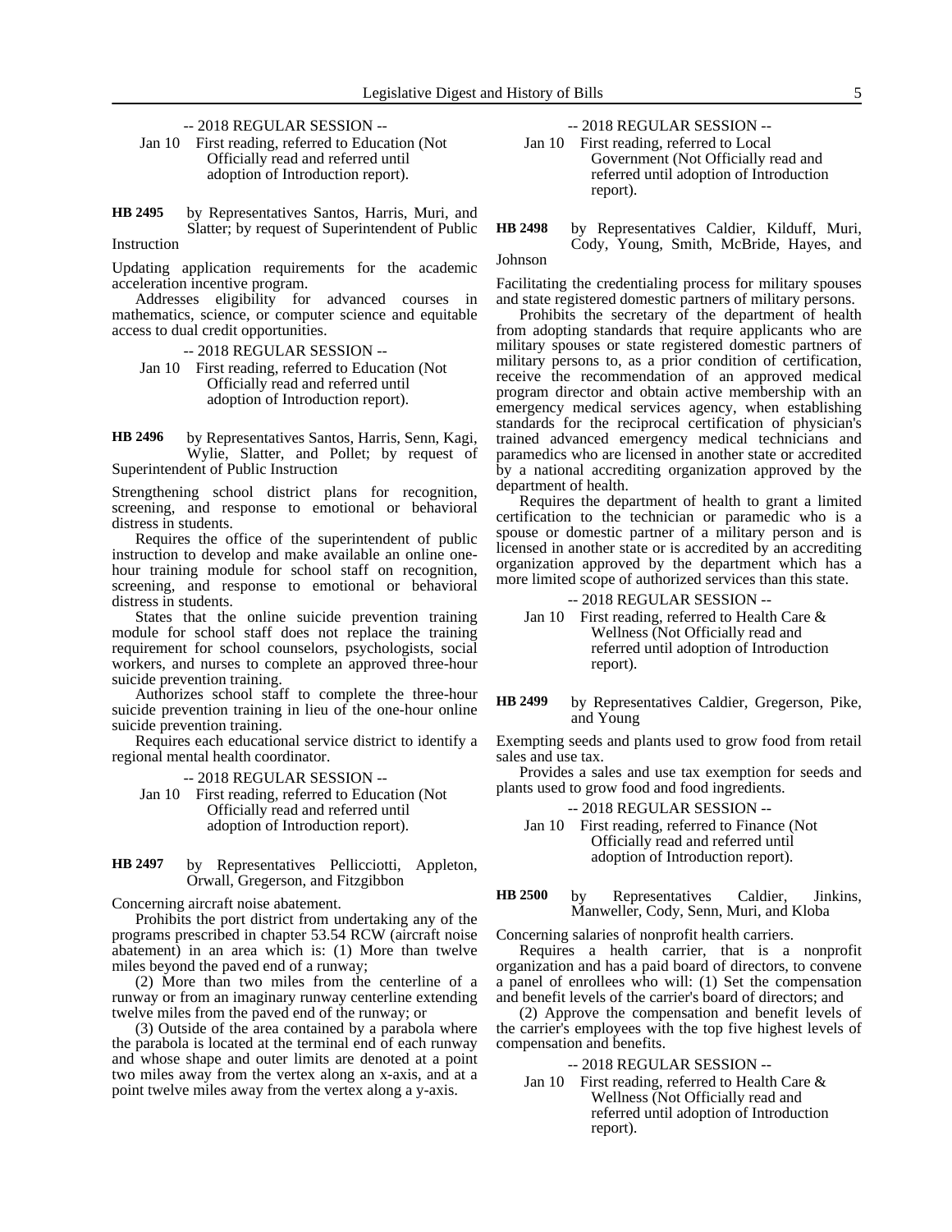-- 2018 REGULAR SESSION --

Jan 10 First reading, referred to Education (Not Officially read and referred until adoption of Introduction report).

**HB 2495** by Representatives Santos, Harris, Muri, and Slatter; by request of Superintendent of Public Instruction

Updating application requirements for the academic acceleration incentive program.

Addresses eligibility for advanced courses in mathematics, science, or computer science and equitable access to dual credit opportunities.

-- 2018 REGULAR SESSION --

Jan 10 First reading, referred to Education (Not Officially read and referred until adoption of Introduction report).

**HB 2496** by Representatives Santos, Harris, Senn, Kagi, Wylie, Slatter, and Pollet; by request of Superintendent of Public Instruction

Strengthening school district plans for recognition, screening, and response to emotional or behavioral distress in students.

Requires the office of the superintendent of public instruction to develop and make available an online one-hour training module for school staff on recognition, screening, and response to emotional or behavioral distress in students.

States that the online suicide prevention training module for school staff does not replace the training requirement for school counselors, psychologists, social workers, and nurses to complete an approved three-hour suicide prevention training.

Authorizes school staff to complete the three-hour suicide prevention training in lieu of the one-hour online suicide prevention training.

Requires each educational service district to identify a regional mental health coordinator.

-- 2018 REGULAR SESSION --

Jan 10 First reading, referred to Education (Not Officially read and referred until adoption of Introduction report).

**HB 2497** by Representatives Pellicciotti, Appleton, Orwall, Gregerson, and Fitzgibbon

Concerning aircraft noise abatement.

Prohibits the port district from undertaking any of the programs prescribed in chapter 53.54 RCW (aircraft noise abatement) in an area which is: (1) More than twelve miles beyond the paved end of a runway;

(2) More than two miles from the centerline of a runway or from an imaginary runway centerline extending twelve miles from the paved end of the runway; or

(3) Outside of the area contained by a parabola where the parabola is located at the terminal end of each runway and whose shape and outer limits are denoted at a point two miles away from the vertex along an x-axis, and at a point twelve miles away from the vertex along a y-axis.

-- 2018 REGULAR SESSION --

Jan 10 First reading, referred to Local Government (Not Officially read and referred until adoption of Introduction report).

**HB 2498** by Representatives Caldier, Kilduff, Muri, Cody, Young, Smith, McBride, Hayes, and Johnson

Facilitating the credentialing process for military spouses and state registered domestic partners of military persons.

Prohibits the secretary of the department of health from adopting standards that require applicants who are military spouses or state registered domestic partners of military persons to, as a prior condition of certification, receive the recommendation of an approved medical program director and obtain active membership with an emergency medical services agency, when establishing standards for the reciprocal certification of physician's trained advanced emergency medical technicians and paramedics who are licensed in another state or accredited by a national accrediting organization approved by the department of health.

Requires the department of health to grant a limited certification to the technician or paramedic who is a spouse or domestic partner of a military person and is licensed in another state or is accredited by an accrediting organization approved by the department which has a more limited scope of authorized services than this state.

-- 2018 REGULAR SESSION --

Jan 10 First reading, referred to Health Care & Wellness (Not Officially read and referred until adoption of Introduction report).

**HB 2499** by Representatives Caldier, Gregerson, Pike, and Young

Exempting seeds and plants used to grow food from retail sales and use tax.

Provides a sales and use tax exemption for seeds and plants used to grow food and food ingredients.

-- 2018 REGULAR SESSION --

Jan 10 First reading, referred to Finance (Not Officially read and referred until adoption of Introduction report).

**HB 2500** by Representatives Caldier, Jinkins, Manweller, Cody, Senn, Muri, and Kloba

Concerning salaries of nonprofit health carriers.

Requires a health carrier, that is a nonprofit organization and has a paid board of directors, to convene a panel of enrollees who will: (1) Set the compensation and benefit levels of the carrier's board of directors; and

(2) Approve the compensation and benefit levels of the carrier's employees with the top five highest levels of compensation and benefits.

-- 2018 REGULAR SESSION --

Jan 10 First reading, referred to Health Care & Wellness (Not Officially read and referred until adoption of Introduction report).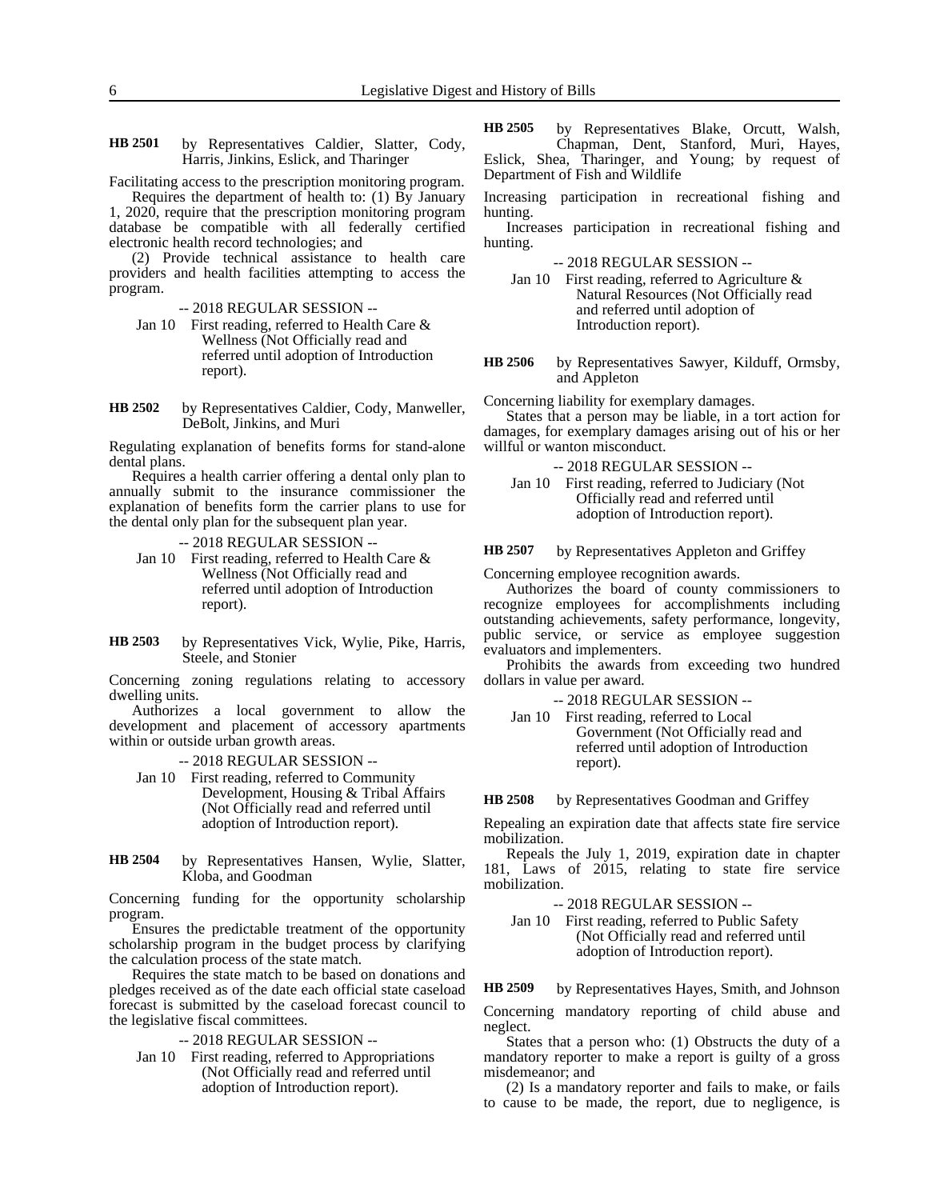**HB 2501** by Representatives Caldier, Slatter, Cody, Harris, Jinkins, Eslick, and Tharinger

Facilitating access to the prescription monitoring program.

Requires the department of health to: (1) By January 1, 2020, require that the prescription monitoring program database be compatible with all federally certified electronic health record technologies; and

(2) Provide technical assistance to health care providers and health facilities attempting to access the program.

-- 2018 REGULAR SESSION --

Jan 10 First reading, referred to Health Care & Wellness (Not Officially read and referred until adoption of Introduction report).

**HB 2502** by Representatives Caldier, Cody, Manweller, DeBolt, Jinkins, and Muri

Regulating explanation of benefits forms for stand-alone dental plans.

Requires a health carrier offering a dental only plan to annually submit to the insurance commissioner the explanation of benefits form the carrier plans to use for the dental only plan for the subsequent plan year.

-- 2018 REGULAR SESSION --

Jan 10 First reading, referred to Health Care & Wellness (Not Officially read and referred until adoption of Introduction report).

**HB 2503** by Representatives Vick, Wylie, Pike, Harris, Steele, and Stonier

Concerning zoning regulations relating to accessory dwelling units.

Authorizes a local government to allow the development and placement of accessory apartments within or outside urban growth areas.

-- 2018 REGULAR SESSION --

Jan 10 First reading, referred to Community Development, Housing & Tribal Affairs (Not Officially read and referred until adoption of Introduction report).

**HB 2504** by Representatives Hansen, Wylie, Slatter, Kloba, and Goodman

Concerning funding for the opportunity scholarship program.

Ensures the predictable treatment of the opportunity scholarship program in the budget process by clarifying the calculation process of the state match.

Requires the state match to be based on donations and pledges received as of the date each official state caseload forecast is submitted by the caseload forecast council to the legislative fiscal committees.

-- 2018 REGULAR SESSION --

Jan 10 First reading, referred to Appropriations (Not Officially read and referred until adoption of Introduction report).

**HB 2505** by Representatives Blake, Orcutt, Walsh, Chapman, Dent, Stanford, Muri, Hayes, Eslick, Shea, Tharinger, and Young; by request of Department of Fish and Wildlife

Increasing participation in recreational fishing and hunting.

Increases participation in recreational fishing and hunting.

-- 2018 REGULAR SESSION --

Jan 10 First reading, referred to Agriculture & Natural Resources (Not Officially read and referred until adoption of Introduction report).

**HB 2506** by Representatives Sawyer, Kilduff, Ormsby, and Appleton

Concerning liability for exemplary damages.

States that a person may be liable, in a tort action for damages, for exemplary damages arising out of his or her willful or wanton misconduct.

-- 2018 REGULAR SESSION --

Jan 10 First reading, referred to Judiciary (Not Officially read and referred until adoption of Introduction report).

**HB 2507** by Representatives Appleton and Griffey

Concerning employee recognition awards.

Authorizes the board of county commissioners to recognize employees for accomplishments including outstanding achievements, safety performance, longevity, public service, or service as employee suggestion evaluators and implementers.

Prohibits the awards from exceeding two hundred dollars in value per award.

-- 2018 REGULAR SESSION --

Jan 10 First reading, referred to Local Government (Not Officially read and referred until adoption of Introduction report).

**HB 2508** by Representatives Goodman and Griffey

Repealing an expiration date that affects state fire service mobilization.

Repeals the July 1, 2019, expiration date in chapter 181, Laws of 2015, relating to state fire service mobilization.

-- 2018 REGULAR SESSION --

Jan 10 First reading, referred to Public Safety (Not Officially read and referred until adoption of Introduction report).

**HB 2509** by Representatives Hayes, Smith, and Johnson

Concerning mandatory reporting of child abuse and neglect.

States that a person who: (1) Obstructs the duty of a mandatory reporter to make a report is guilty of a gross misdemeanor; and

(2) Is a mandatory reporter and fails to make, or fails to cause to be made, the report, due to negligence, is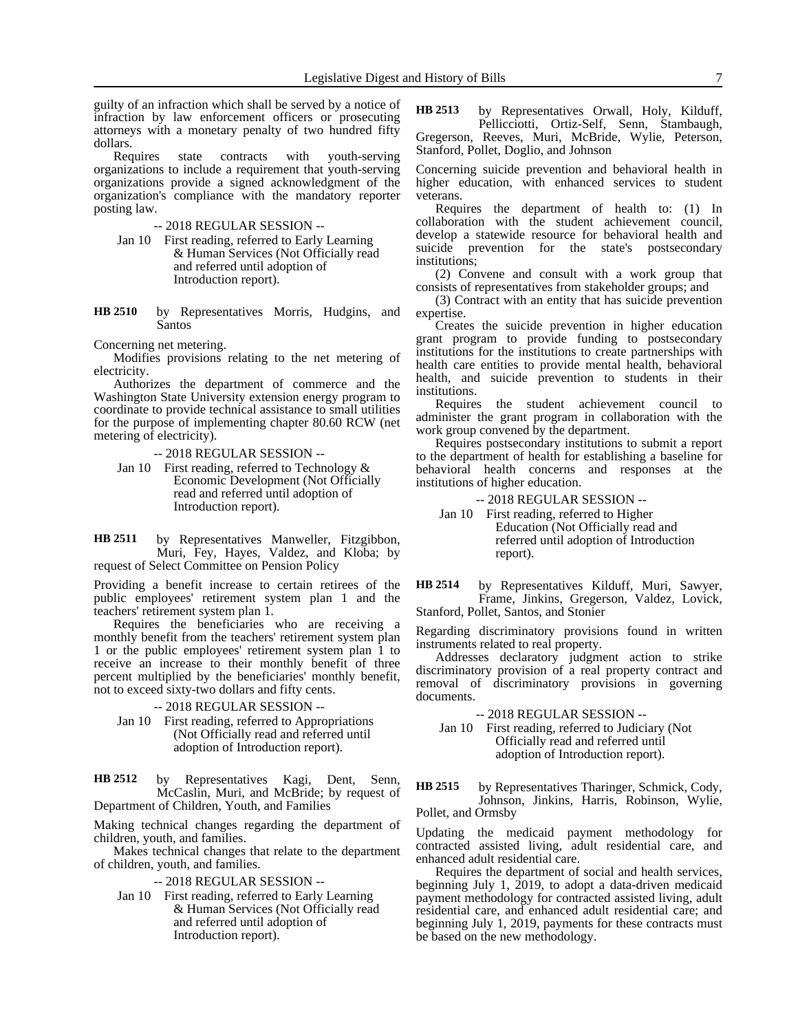guilty of an infraction which shall be served by a notice of infraction by law enforcement officers or prosecuting attorneys with a monetary penalty of two hundred fifty dollars.

Requires state contracts with youth-serving organizations to include a requirement that youth-serving organizations provide a signed acknowledgment of the organization's compliance with the mandatory reporter posting law.

-- 2018 REGULAR SESSION --

Jan 10 First reading, referred to Early Learning & Human Services (Not Officially read and referred until adoption of Introduction report).

**HB 2510** by Representatives Morris, Hudgins, and Santos

Concerning net metering.

Modifies provisions relating to the net metering of electricity.

Authorizes the department of commerce and the Washington State University extension energy program to coordinate to provide technical assistance to small utilities for the purpose of implementing chapter 80.60 RCW (net metering of electricity).

-- 2018 REGULAR SESSION --

Jan 10 First reading, referred to Technology & Economic Development (Not Officially read and referred until adoption of Introduction report).

**HB 2511** by Representatives Manweller, Fitzgibbon, Muri, Fey, Hayes, Valdez, and Kloba; by request of Select Committee on Pension Policy

Providing a benefit increase to certain retirees of the public employees' retirement system plan 1 and the teachers' retirement system plan 1.

Requires the beneficiaries who are receiving a monthly benefit from the teachers' retirement system plan 1 or the public employees' retirement system plan 1 to receive an increase to their monthly benefit of three percent multiplied by the beneficiaries' monthly benefit, not to exceed sixty-two dollars and fifty cents.

-- 2018 REGULAR SESSION --

Jan 10 First reading, referred to Appropriations (Not Officially read and referred until adoption of Introduction report).

**HB 2512** by Representatives Kagi, Dent, Senn, McCaslin, Muri, and McBride; by request of Department of Children, Youth, and Families

Making technical changes regarding the department of children, youth, and families.

Makes technical changes that relate to the department of children, youth, and families.

-- 2018 REGULAR SESSION --

Jan 10 First reading, referred to Early Learning & Human Services (Not Officially read and referred until adoption of Introduction report).

**HB 2513** by Representatives Orwall, Holy, Kilduff, Pellicciotti, Ortiz-Self, Senn, Stambaugh, Gregerson, Reeves, Muri, McBride, Wylie, Peterson, Stanford, Pollet, Doglio, and Johnson

Concerning suicide prevention and behavioral health in higher education, with enhanced services to student veterans.

Requires the department of health to: (1) In collaboration with the student achievement council, develop a statewide resource for behavioral health and suicide prevention for the state's postsecondary institutions;

(2) Convene and consult with a work group that consists of representatives from stakeholder groups; and

(3) Contract with an entity that has suicide prevention expertise.

Creates the suicide prevention in higher education grant program to provide funding to postsecondary institutions for the institutions to create partnerships with health care entities to provide mental health, behavioral health, and suicide prevention to students in their institutions.

Requires the student achievement council to administer the grant program in collaboration with the work group convened by the department.

Requires postsecondary institutions to submit a report to the department of health for establishing a baseline for behavioral health concerns and responses at the institutions of higher education.

-- 2018 REGULAR SESSION --

Jan 10 First reading, referred to Higher Education (Not Officially read and referred until adoption of Introduction report).

**HB 2514** by Representatives Kilduff, Muri, Sawyer, Frame, Jinkins, Gregerson, Valdez, Lovick, Stanford, Pollet, Santos, and Stonier

Regarding discriminatory provisions found in written instruments related to real property.

Addresses declaratory judgment action to strike discriminatory provision of a real property contract and removal of discriminatory provisions in governing documents.

-- 2018 REGULAR SESSION --

Jan 10 First reading, referred to Judiciary (Not Officially read and referred until adoption of Introduction report).

**HB 2515** by Representatives Tharinger, Schmick, Cody, Johnson, Jinkins, Harris, Robinson, Wylie, Pollet, and Ormsby

Updating the medicaid payment methodology for contracted assisted living, adult residential care, and enhanced adult residential care.

Requires the department of social and health services, beginning July 1, 2019, to adopt a data-driven medicaid payment methodology for contracted assisted living, adult residential care, and enhanced adult residential care; and beginning July 1, 2019, payments for these contracts must be based on the new methodology.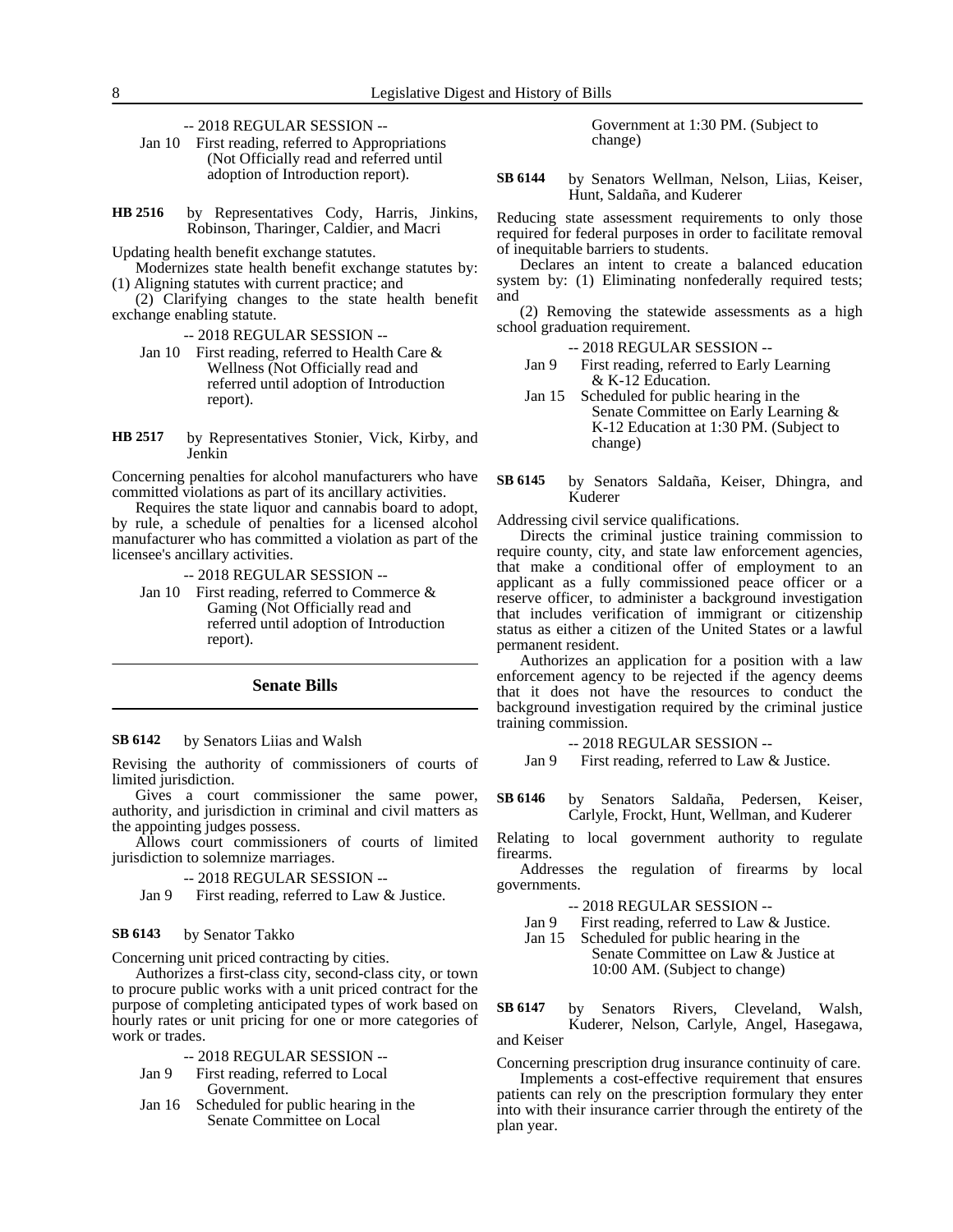-- 2018 REGULAR SESSION --

Jan 10 First reading, referred to Appropriations (Not Officially read and referred until adoption of Introduction report).

**HB 2516** by Representatives Cody, Harris, Jinkins, Robinson, Tharinger, Caldier, and Macri

Updating health benefit exchange statutes.

Modernizes state health benefit exchange statutes by: (1) Aligning statutes with current practice; and

(2) Clarifying changes to the state health benefit exchange enabling statute.

-- 2018 REGULAR SESSION --

Jan 10 First reading, referred to Health Care & Wellness (Not Officially read and referred until adoption of Introduction report).

**HB 2517** by Representatives Stonier, Vick, Kirby, and Jenkin

Concerning penalties for alcohol manufacturers who have committed violations as part of its ancillary activities.

Requires the state liquor and cannabis board to adopt, by rule, a schedule of penalties for a licensed alcohol manufacturer who has committed a violation as part of the licensee's ancillary activities.

-- 2018 REGULAR SESSION --

Jan 10 First reading, referred to Commerce & Gaming (Not Officially read and referred until adoption of Introduction report).

## Senate Bills

**SB 6142** by Senators Liias and Walsh

Revising the authority of commissioners of courts of limited jurisdiction.

Gives a court commissioner the same power, authority, and jurisdiction in criminal and civil matters as the appointing judges possess.

Allows court commissioners of courts of limited jurisdiction to solemnize marriages.

-- 2018 REGULAR SESSION --

Jan 9 First reading, referred to Law & Justice.

**SB 6143** by Senator Takko

Concerning unit priced contracting by cities.

Authorizes a first-class city, second-class city, or town to procure public works with a unit priced contract for the purpose of completing anticipated types of work based on hourly rates or unit pricing for one or more categories of work or trades.

-- 2018 REGULAR SESSION --

Jan 9 First reading, referred to Local Government.

Jan 16 Scheduled for public hearing in the Senate Committee on Local Government at 1:30 PM. (Subject to change)

**SB 6144** by Senators Wellman, Nelson, Liias, Keiser, Hunt, Saldaña, and Kuderer

Reducing state assessment requirements to only those required for federal purposes in order to facilitate removal of inequitable barriers to students.

Declares an intent to create a balanced education system by: (1) Eliminating nonfederally required tests; and

(2) Removing the statewide assessments as a high school graduation requirement.

-- 2018 REGULAR SESSION --

Jan 9 First reading, referred to Early Learning & K-12 Education.

Jan 15 Scheduled for public hearing in the Senate Committee on Early Learning & K-12 Education at 1:30 PM. (Subject to change)

**SB 6145** by Senators Saldaña, Keiser, Dhingra, and Kuderer

Addressing civil service qualifications.

Directs the criminal justice training commission to require county, city, and state law enforcement agencies, that make a conditional offer of employment to an applicant as a fully commissioned peace officer or a reserve officer, to administer a background investigation that includes verification of immigrant or citizenship status as either a citizen of the United States or a lawful permanent resident.

Authorizes an application for a position with a law enforcement agency to be rejected if the agency deems that it does not have the resources to conduct the background investigation required by the criminal justice training commission.

-- 2018 REGULAR SESSION --

Jan 9 First reading, referred to Law & Justice.

**SB 6146** by Senators Saldaña, Pedersen, Keiser, Carlyle, Frockt, Hunt, Wellman, and Kuderer

Relating to local government authority to regulate firearms.

Addresses the regulation of firearms by local governments.

-- 2018 REGULAR SESSION --

Jan 9 First reading, referred to Law & Justice.

Jan 15 Scheduled for public hearing in the Senate Committee on Law & Justice at 10:00 AM. (Subject to change)

**SB 6147** by Senators Rivers, Cleveland, Walsh, Kuderer, Nelson, Carlyle, Angel, Hasegawa, and Keiser

Concerning prescription drug insurance continuity of care.

Implements a cost-effective requirement that ensures patients can rely on the prescription formulary they enter into with their insurance carrier through the entirety of the plan year.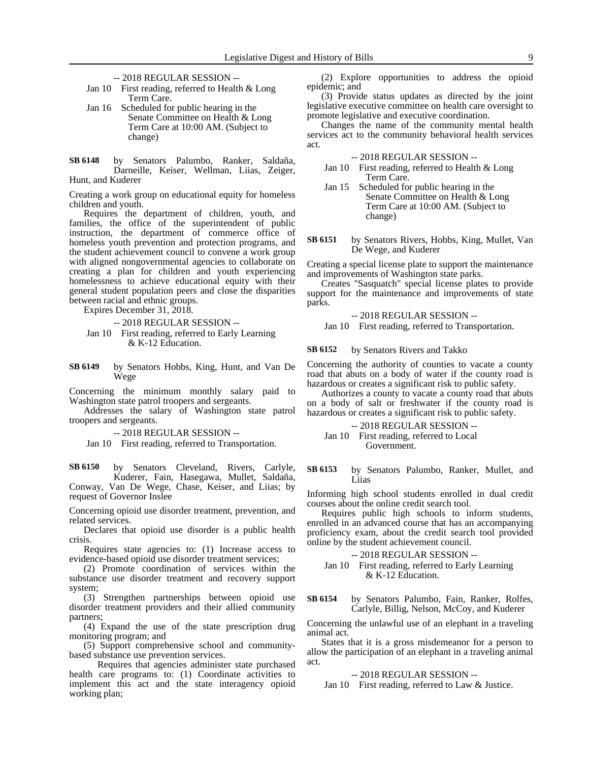-- 2018 REGULAR SESSION --

Jan 10 First reading, referred to Health & Long Term Care.

Jan 16 Scheduled for public hearing in the Senate Committee on Health & Long Term Care at 10:00 AM. (Subject to change)

**SB 6148** by Senators Palumbo, Ranker, Saldaña, Darneille, Keiser, Wellman, Liias, Zeiger, Hunt, and Kuderer

Creating a work group on educational equity for homeless children and youth.

Requires the department of children, youth, and families, the office of the superintendent of public instruction, the department of commerce office of homeless youth prevention and protection programs, and the student achievement council to convene a work group with aligned nongovernmental agencies to collaborate on creating a plan for children and youth experiencing homelessness to achieve educational equity with their general student population peers and close the disparities between racial and ethnic groups.

Expires December 31, 2018.

-- 2018 REGULAR SESSION --

Jan 10 First reading, referred to Early Learning & K-12 Education.

**SB 6149** by Senators Hobbs, King, Hunt, and Van De Wege

Concerning the minimum monthly salary paid to Washington state patrol troopers and sergeants.

Addresses the salary of Washington state patrol troopers and sergeants.

-- 2018 REGULAR SESSION --

Jan 10 First reading, referred to Transportation.

**SB 6150** by Senators Cleveland, Rivers, Carlyle, Kuderer, Fain, Hasegawa, Mullet, Saldaña, Conway, Van De Wege, Chase, Keiser, and Liias; by request of Governor Inslee

Concerning opioid use disorder treatment, prevention, and related services.

Declares that opioid use disorder is a public health crisis.

Requires state agencies to: (1) Increase access to evidence-based opioid use disorder treatment services;

(2) Promote coordination of services within the substance use disorder treatment and recovery support system;

(3) Strengthen partnerships between opioid use disorder treatment providers and their allied community partners;

(4) Expand the use of the state prescription drug monitoring program; and

(5) Support comprehensive school and community-based substance use prevention services.

Requires that agencies administer state purchased health care programs to: (1) Coordinate activities to implement this act and the state interagency opioid working plan;

(2) Explore opportunities to address the opioid epidemic; and

(3) Provide status updates as directed by the joint legislative executive committee on health care oversight to promote legislative and executive coordination.

Changes the name of the community mental health services act to the community behavioral health services act.

-- 2018 REGULAR SESSION --

Jan 10 First reading, referred to Health & Long Term Care.

Jan 15 Scheduled for public hearing in the Senate Committee on Health & Long Term Care at 10:00 AM. (Subject to change)

**SB 6151** by Senators Rivers, Hobbs, King, Mullet, Van De Wege, and Kuderer

Creating a special license plate to support the maintenance and improvements of Washington state parks.

Creates "Sasquatch" special license plates to provide support for the maintenance and improvements of state parks.

-- 2018 REGULAR SESSION --

Jan 10 First reading, referred to Transportation.

**SB 6152** by Senators Rivers and Takko

Concerning the authority of counties to vacate a county road that abuts on a body of water if the county road is hazardous or creates a significant risk to public safety.

Authorizes a county to vacate a county road that abuts on a body of salt or freshwater if the county road is hazardous or creates a significant risk to public safety.

-- 2018 REGULAR SESSION --

Jan 10 First reading, referred to Local Government.

**SB 6153** by Senators Palumbo, Ranker, Mullet, and Liias

Informing high school students enrolled in dual credit courses about the online credit search tool.

Requires public high schools to inform students, enrolled in an advanced course that has an accompanying proficiency exam, about the credit search tool provided online by the student achievement council.

-- 2018 REGULAR SESSION --

Jan 10 First reading, referred to Early Learning & K-12 Education.

**SB 6154** by Senators Palumbo, Fain, Ranker, Rolfes, Carlyle, Billig, Nelson, McCoy, and Kuderer

Concerning the unlawful use of an elephant in a traveling animal act.

States that it is a gross misdemeanor for a person to allow the participation of an elephant in a traveling animal act.

-- 2018 REGULAR SESSION --

Jan 10 First reading, referred to Law & Justice.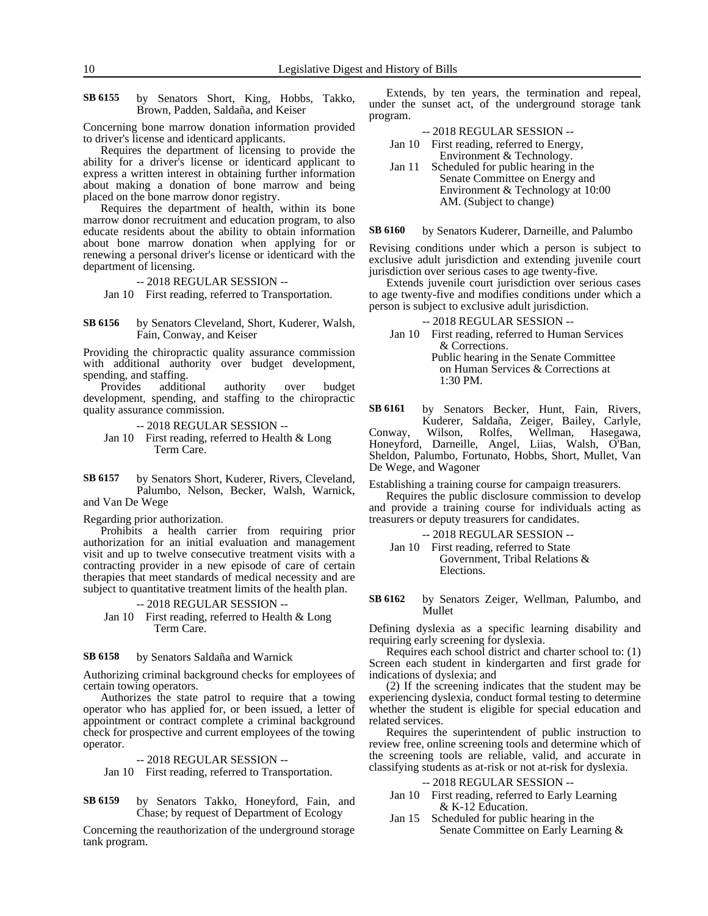**SB 6155** by Senators Short, King, Hobbs, Takko, Brown, Padden, Saldaña, and Keiser

Concerning bone marrow donation information provided to driver's license and identicard applicants.

Requires the department of licensing to provide the ability for a driver's license or identicard applicant to express a written interest in obtaining further information about making a donation of bone marrow and being placed on the bone marrow donor registry.

Requires the department of health, within its bone marrow donor recruitment and education program, to also educate residents about the ability to obtain information about bone marrow donation when applying for or renewing a personal driver's license or identicard with the department of licensing.

-- 2018 REGULAR SESSION --

Jan 10 First reading, referred to Transportation.

**SB 6156** by Senators Cleveland, Short, Kuderer, Walsh, Fain, Conway, and Keiser

Providing the chiropractic quality assurance commission with additional authority over budget development, spending, and staffing.

Provides additional authority over budget development, spending, and staffing to the chiropractic quality assurance commission.

-- 2018 REGULAR SESSION --

Jan 10 First reading, referred to Health & Long Term Care.

**SB 6157** by Senators Short, Kuderer, Rivers, Cleveland, Palumbo, Nelson, Becker, Walsh, Warnick, and Van De Wege

Regarding prior authorization.

Prohibits a health carrier from requiring prior authorization for an initial evaluation and management visit and up to twelve consecutive treatment visits with a contracting provider in a new episode of care of certain therapies that meet standards of medical necessity and are subject to quantitative treatment limits of the health plan.

-- 2018 REGULAR SESSION --

Jan 10 First reading, referred to Health & Long Term Care.

**SB 6158** by Senators Saldaña and Warnick

Authorizing criminal background checks for employees of certain towing operators.

Authorizes the state patrol to require that a towing operator who has applied for, or been issued, a letter of appointment or contract complete a criminal background check for prospective and current employees of the towing operator.

-- 2018 REGULAR SESSION --

Jan 10 First reading, referred to Transportation.

**SB 6159** by Senators Takko, Honeyford, Fain, and Chase; by request of Department of Ecology

Concerning the reauthorization of the underground storage tank program.

Extends, by ten years, the termination and repeal, under the sunset act, of the underground storage tank program.

-- 2018 REGULAR SESSION --

Jan 10 First reading, referred to Energy, Environment & Technology.

Jan 11 Scheduled for public hearing in the Senate Committee on Energy and Environment & Technology at 10:00 AM. (Subject to change)

**SB 6160** by Senators Kuderer, Darneille, and Palumbo

Revising conditions under which a person is subject to exclusive adult jurisdiction and extending juvenile court jurisdiction over serious cases to age twenty-five.

Extends juvenile court jurisdiction over serious cases to age twenty-five and modifies conditions under which a person is subject to exclusive adult jurisdiction.

-- 2018 REGULAR SESSION --

Jan 10 First reading, referred to Human Services & Corrections.
Public hearing in the Senate Committee on Human Services & Corrections at 1:30 PM.

**SB 6161** by Senators Becker, Hunt, Fain, Rivers, Kuderer, Saldaña, Zeiger, Bailey, Carlyle, Conway, Wilson, Rolfes, Wellman, Hasegawa, Honeyford, Darneille, Angel, Liias, Walsh, O'Ban, Sheldon, Palumbo, Fortunato, Hobbs, Short, Mullet, Van De Wege, and Wagoner

Establishing a training course for campaign treasurers.

Requires the public disclosure commission to develop and provide a training course for individuals acting as treasurers or deputy treasurers for candidates.

-- 2018 REGULAR SESSION --

Jan 10 First reading, referred to State Government, Tribal Relations & Elections.

**SB 6162** by Senators Zeiger, Wellman, Palumbo, and Mullet

Defining dyslexia as a specific learning disability and requiring early screening for dyslexia.

Requires each school district and charter school to: (1) Screen each student in kindergarten and first grade for indications of dyslexia; and

(2) If the screening indicates that the student may be experiencing dyslexia, conduct formal testing to determine whether the student is eligible for special education and related services.

Requires the superintendent of public instruction to review free, online screening tools and determine which of the screening tools are reliable, valid, and accurate in classifying students as at-risk or not at-risk for dyslexia.

-- 2018 REGULAR SESSION --

Jan 10 First reading, referred to Early Learning & K-12 Education.

Jan 15 Scheduled for public hearing in the Senate Committee on Early Learning &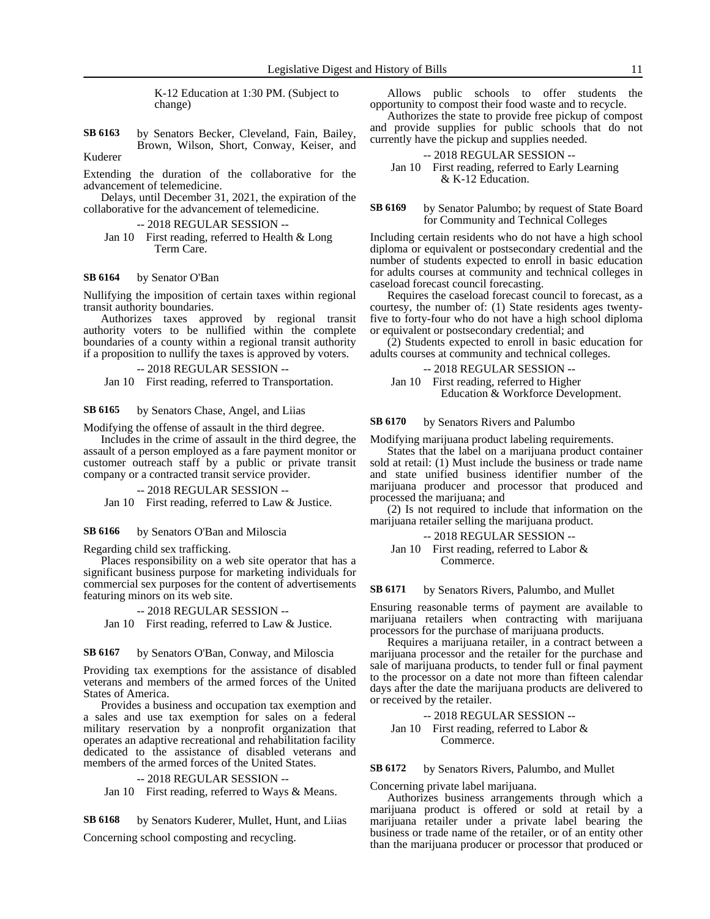K-12 Education at 1:30 PM. (Subject to change)

**SB 6163** by Senators Becker, Cleveland, Fain, Bailey, Brown, Wilson, Short, Conway, Keiser, and Kuderer

Extending the duration of the collaborative for the advancement of telemedicine.

Delays, until December 31, 2021, the expiration of the collaborative for the advancement of telemedicine.

-- 2018 REGULAR SESSION --

Jan 10 First reading, referred to Health & Long Term Care.

**SB 6164** by Senator O'Ban

Nullifying the imposition of certain taxes within regional transit authority boundaries.

Authorizes taxes approved by regional transit authority voters to be nullified within the complete boundaries of a county within a regional transit authority if a proposition to nullify the taxes is approved by voters.

-- 2018 REGULAR SESSION --

Jan 10 First reading, referred to Transportation.

**SB 6165** by Senators Chase, Angel, and Liias

Modifying the offense of assault in the third degree.

Includes in the crime of assault in the third degree, the assault of a person employed as a fare payment monitor or customer outreach staff by a public or private transit company or a contracted transit service provider.

-- 2018 REGULAR SESSION --

Jan 10 First reading, referred to Law & Justice.

**SB 6166** by Senators O'Ban and Miloscia

Regarding child sex trafficking.

Places responsibility on a web site operator that has a significant business purpose for marketing individuals for commercial sex purposes for the content of advertisements featuring minors on its web site.

-- 2018 REGULAR SESSION --

Jan 10 First reading, referred to Law & Justice.

**SB 6167** by Senators O'Ban, Conway, and Miloscia

Providing tax exemptions for the assistance of disabled veterans and members of the armed forces of the United States of America.

Provides a business and occupation tax exemption and a sales and use tax exemption for sales on a federal military reservation by a nonprofit organization that operates an adaptive recreational and rehabilitation facility dedicated to the assistance of disabled veterans and members of the armed forces of the United States.

-- 2018 REGULAR SESSION --

Jan 10 First reading, referred to Ways & Means.

**SB 6168** by Senators Kuderer, Mullet, Hunt, and Liias

Concerning school composting and recycling.

Allows public schools to offer students the opportunity to compost their food waste and to recycle.

Authorizes the state to provide free pickup of compost and provide supplies for public schools that do not currently have the pickup and supplies needed.

-- 2018 REGULAR SESSION --

Jan 10 First reading, referred to Early Learning & K-12 Education.

**SB 6169** by Senator Palumbo; by request of State Board for Community and Technical Colleges

Including certain residents who do not have a high school diploma or equivalent or postsecondary credential and the number of students expected to enroll in basic education for adults courses at community and technical colleges in caseload forecast council forecasting.

Requires the caseload forecast council to forecast, as a courtesy, the number of: (1) State residents ages twenty-five to forty-four who do not have a high school diploma or equivalent or postsecondary credential; and

(2) Students expected to enroll in basic education for adults courses at community and technical colleges.

-- 2018 REGULAR SESSION --

Jan 10 First reading, referred to Higher Education & Workforce Development.

**SB 6170** by Senators Rivers and Palumbo

Modifying marijuana product labeling requirements.

States that the label on a marijuana product container sold at retail: (1) Must include the business or trade name and state unified business identifier number of the marijuana producer and processor that produced and processed the marijuana; and

(2) Is not required to include that information on the marijuana retailer selling the marijuana product.

-- 2018 REGULAR SESSION --

Jan 10 First reading, referred to Labor & Commerce.

**SB 6171** by Senators Rivers, Palumbo, and Mullet

Ensuring reasonable terms of payment are available to marijuana retailers when contracting with marijuana processors for the purchase of marijuana products.

Requires a marijuana retailer, in a contract between a marijuana processor and the retailer for the purchase and sale of marijuana products, to tender full or final payment to the processor on a date not more than fifteen calendar days after the date the marijuana products are delivered to or received by the retailer.

-- 2018 REGULAR SESSION --

Jan 10 First reading, referred to Labor & Commerce.

**SB 6172** by Senators Rivers, Palumbo, and Mullet

Concerning private label marijuana.

Authorizes business arrangements through which a marijuana product is offered or sold at retail by a marijuana retailer under a private label bearing the business or trade name of the retailer, or of an entity other than the marijuana producer or processor that produced or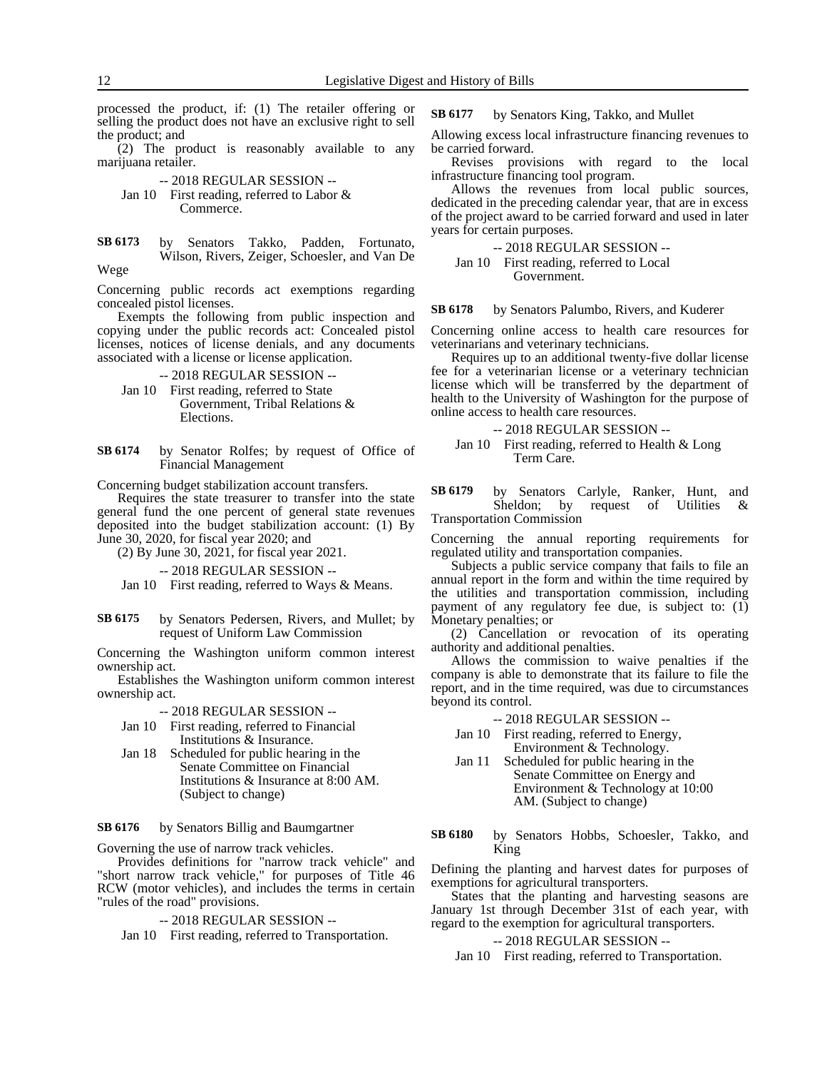processed the product, if: (1) The retailer offering or selling the product does not have an exclusive right to sell the product; and

(2) The product is reasonably available to any marijuana retailer.

-- 2018 REGULAR SESSION --

Jan 10 First reading, referred to Labor & Commerce.

**SB 6173** by Senators Takko, Padden, Fortunato, Wilson, Rivers, Zeiger, Schoesler, and Van De Wege

Concerning public records act exemptions regarding concealed pistol licenses.

Exempts the following from public inspection and copying under the public records act: Concealed pistol licenses, notices of license denials, and any documents associated with a license or license application.

-- 2018 REGULAR SESSION --

Jan 10 First reading, referred to State Government, Tribal Relations & Elections.

**SB 6174** by Senator Rolfes; by request of Office of Financial Management

Concerning budget stabilization account transfers.

Requires the state treasurer to transfer into the state general fund the one percent of general state revenues deposited into the budget stabilization account: (1) By June 30, 2020, for fiscal year 2020; and

(2) By June 30, 2021, for fiscal year 2021.

-- 2018 REGULAR SESSION --

Jan 10 First reading, referred to Ways & Means.

**SB 6175** by Senators Pedersen, Rivers, and Mullet; by request of Uniform Law Commission

Concerning the Washington uniform common interest ownership act.

Establishes the Washington uniform common interest ownership act.

-- 2018 REGULAR SESSION --

Jan 10 First reading, referred to Financial Institutions & Insurance.

Jan 18 Scheduled for public hearing in the Senate Committee on Financial Institutions & Insurance at 8:00 AM. (Subject to change)

**SB 6176** by Senators Billig and Baumgartner

Governing the use of narrow track vehicles.

Provides definitions for "narrow track vehicle" and "short narrow track vehicle," for purposes of Title 46 RCW (motor vehicles), and includes the terms in certain "rules of the road" provisions.

-- 2018 REGULAR SESSION --

Jan 10 First reading, referred to Transportation.

**SB 6177** by Senators King, Takko, and Mullet

Allowing excess local infrastructure financing revenues to be carried forward.

Revises provisions with regard to the local infrastructure financing tool program.

Allows the revenues from local public sources, dedicated in the preceding calendar year, that are in excess of the project award to be carried forward and used in later years for certain purposes.

-- 2018 REGULAR SESSION --

Jan 10 First reading, referred to Local Government.

**SB 6178** by Senators Palumbo, Rivers, and Kuderer

Concerning online access to health care resources for veterinarians and veterinary technicians.

Requires up to an additional twenty-five dollar license fee for a veterinarian license or a veterinary technician license which will be transferred by the department of health to the University of Washington for the purpose of online access to health care resources.

-- 2018 REGULAR SESSION --

Jan 10 First reading, referred to Health & Long Term Care.

**SB 6179** by Senators Carlyle, Ranker, Hunt, and Sheldon; by request of Utilities & Transportation Commission

Concerning the annual reporting requirements for regulated utility and transportation companies.

Subjects a public service company that fails to file an annual report in the form and within the time required by the utilities and transportation commission, including payment of any regulatory fee due, is subject to: (1) Monetary penalties; or

(2) Cancellation or revocation of its operating authority and additional penalties.

Allows the commission to waive penalties if the company is able to demonstrate that its failure to file the report, and in the time required, was due to circumstances beyond its control.

-- 2018 REGULAR SESSION --

Jan 10 First reading, referred to Energy, Environment & Technology.

Jan 11 Scheduled for public hearing in the Senate Committee on Energy and Environment & Technology at 10:00 AM. (Subject to change)

**SB 6180** by Senators Hobbs, Schoesler, Takko, and King

Defining the planting and harvest dates for purposes of exemptions for agricultural transporters.

States that the planting and harvesting seasons are January 1st through December 31st of each year, with regard to the exemption for agricultural transporters.

-- 2018 REGULAR SESSION --

Jan 10 First reading, referred to Transportation.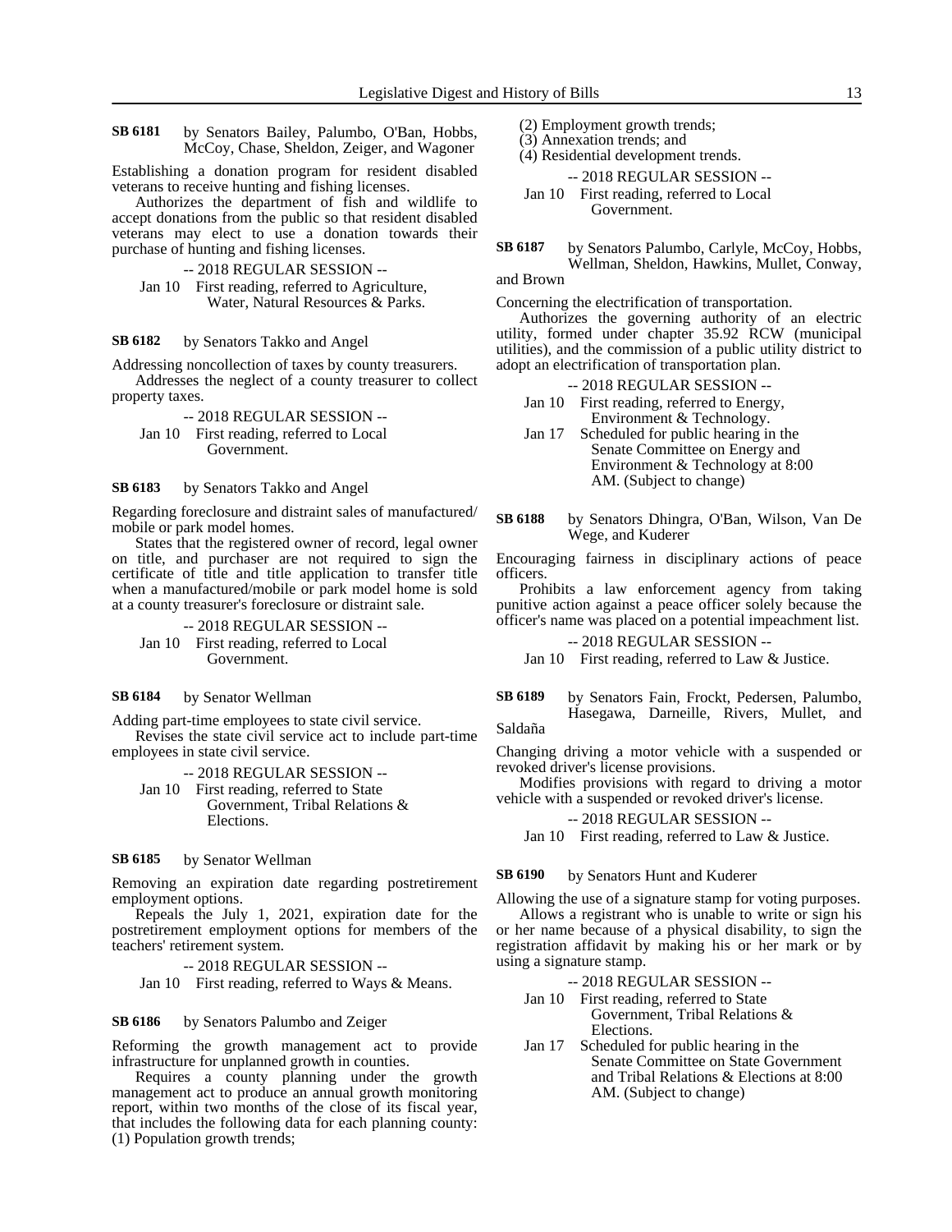**SB 6181** by Senators Bailey, Palumbo, O'Ban, Hobbs, McCoy, Chase, Sheldon, Zeiger, and Wagoner

Establishing a donation program for resident disabled veterans to receive hunting and fishing licenses.

Authorizes the department of fish and wildlife to accept donations from the public so that resident disabled veterans may elect to use a donation towards their purchase of hunting and fishing licenses.

-- 2018 REGULAR SESSION --

Jan 10 First reading, referred to Agriculture, Water, Natural Resources & Parks.

**SB 6182** by Senators Takko and Angel

Addressing noncollection of taxes by county treasurers.

Addresses the neglect of a county treasurer to collect property taxes.

-- 2018 REGULAR SESSION --

Jan 10 First reading, referred to Local Government.

**SB 6183** by Senators Takko and Angel

Regarding foreclosure and distraint sales of manufactured/mobile or park model homes.

States that the registered owner of record, legal owner on title, and purchaser are not required to sign the certificate of title and title application to transfer title when a manufactured/mobile or park model home is sold at a county treasurer's foreclosure or distraint sale.

-- 2018 REGULAR SESSION --

Jan 10 First reading, referred to Local Government.

**SB 6184** by Senator Wellman

Adding part-time employees to state civil service.

Revises the state civil service act to include part-time employees in state civil service.

-- 2018 REGULAR SESSION --

Jan 10 First reading, referred to State Government, Tribal Relations & Elections.

**SB 6185** by Senator Wellman

Removing an expiration date regarding postretirement employment options.

Repeals the July 1, 2021, expiration date for the postretirement employment options for members of the teachers' retirement system.

-- 2018 REGULAR SESSION --

Jan 10 First reading, referred to Ways & Means.

**SB 6186** by Senators Palumbo and Zeiger

Reforming the growth management act to provide infrastructure for unplanned growth in counties.

Requires a county planning under the growth management act to produce an annual growth monitoring report, within two months of the close of its fiscal year, that includes the following data for each planning county:
(1) Population growth trends;
(2) Employment growth trends;
(3) Annexation trends; and
(4) Residential development trends.

-- 2018 REGULAR SESSION --

Jan 10 First reading, referred to Local Government.

**SB 6187** by Senators Palumbo, Carlyle, McCoy, Hobbs, Wellman, Sheldon, Hawkins, Mullet, Conway, and Brown

Concerning the electrification of transportation.

Authorizes the governing authority of an electric utility, formed under chapter 35.92 RCW (municipal utilities), and the commission of a public utility district to adopt an electrification of transportation plan.

-- 2018 REGULAR SESSION --

Jan 10 First reading, referred to Energy, Environment & Technology.

Jan 17 Scheduled for public hearing in the Senate Committee on Energy and Environment & Technology at 8:00 AM. (Subject to change)

**SB 6188** by Senators Dhingra, O'Ban, Wilson, Van De Wege, and Kuderer

Encouraging fairness in disciplinary actions of peace officers.

Prohibits a law enforcement agency from taking punitive action against a peace officer solely because the officer's name was placed on a potential impeachment list.

-- 2018 REGULAR SESSION --

Jan 10 First reading, referred to Law & Justice.

**SB 6189** by Senators Fain, Frockt, Pedersen, Palumbo, Hasegawa, Darneille, Rivers, Mullet, and Saldaña

Changing driving a motor vehicle with a suspended or revoked driver's license provisions.

Modifies provisions with regard to driving a motor vehicle with a suspended or revoked driver's license.

-- 2018 REGULAR SESSION --

Jan 10 First reading, referred to Law & Justice.

**SB 6190** by Senators Hunt and Kuderer

Allowing the use of a signature stamp for voting purposes.

Allows a registrant who is unable to write or sign his or her name because of a physical disability, to sign the registration affidavit by making his or her mark or by using a signature stamp.

-- 2018 REGULAR SESSION --

Jan 10 First reading, referred to State Government, Tribal Relations & Elections.

Jan 17 Scheduled for public hearing in the Senate Committee on State Government and Tribal Relations & Elections at 8:00 AM. (Subject to change)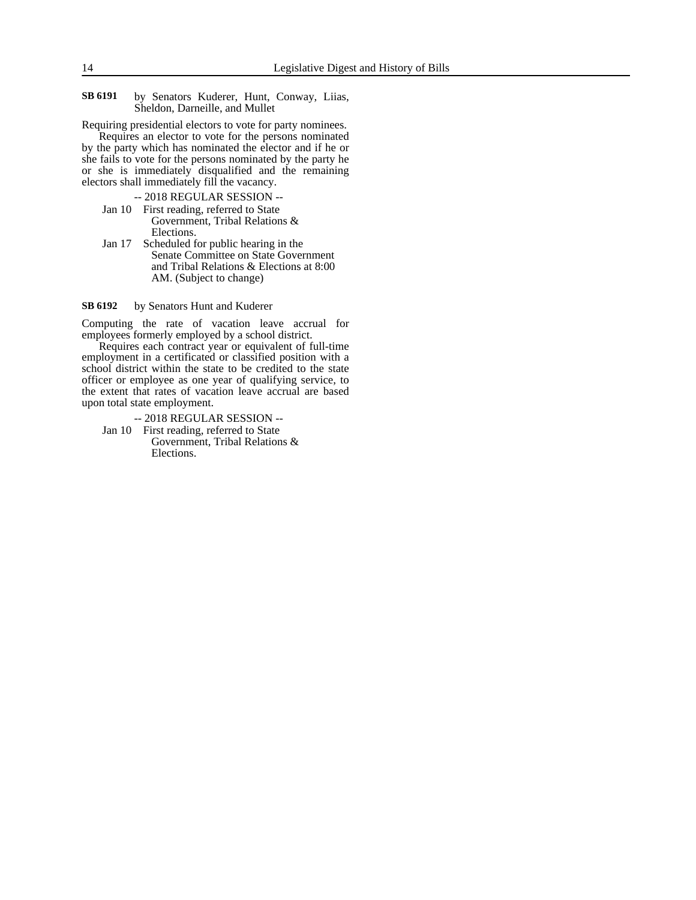**SB 6191** by Senators Kuderer, Hunt, Conway, Liias, Sheldon, Darneille, and Mullet

Requiring presidential electors to vote for party nominees.

Requires an elector to vote for the persons nominated by the party which has nominated the elector and if he or she fails to vote for the persons nominated by the party he or she is immediately disqualified and the remaining electors shall immediately fill the vacancy.

-- 2018 REGULAR SESSION --

Jan 10 First reading, referred to State Government, Tribal Relations & Elections.

Jan 17 Scheduled for public hearing in the Senate Committee on State Government and Tribal Relations & Elections at 8:00 AM. (Subject to change)

**SB 6192** by Senators Hunt and Kuderer

Computing the rate of vacation leave accrual for employees formerly employed by a school district.

Requires each contract year or equivalent of full-time employment in a certificated or classified position with a school district within the state to be credited to the state officer or employee as one year of qualifying service, to the extent that rates of vacation leave accrual are based upon total state employment.

-- 2018 REGULAR SESSION --

Jan 10 First reading, referred to State Government, Tribal Relations & Elections.